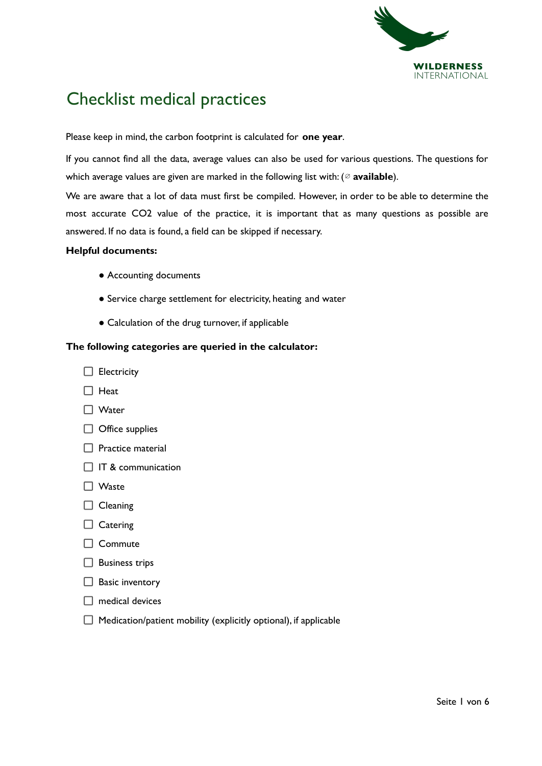# Checklist medical practices

Please keep in mind, the carbon footprint is calculated for **one year**.

If you cannot find all the data, average values can also be used for various questions. The questions for which average values are given are marked in the following list with: (∅ **available**).

We are aware that a lot of data must first be compiled. However, in order to be able to determine the most accurate CO2 value of the practice, it is important that as many questions as possible are answered. If no data is found, a field can be skipped if necessary.

**Helpful documents:**

- Accounting documents
- Service charge settlement for electricity, heating and water
- Calculation of the drug turnover, if applicable

**The following categories are queried in the calculator:**

- ☐ Electricity
- ☐ Heat
- ☐ Water
- ☐ Office supplies
- ☐ Practice material
- ☐ IT & communication
- ☐ Waste
- ☐ Cleaning
- ☐ Catering
- ☐ Commute
- ☐ Business trips
- ☐ Basic inventory
- ☐ medical devices
- ☐ Medication/patient mobility (explicitly optional), if applicable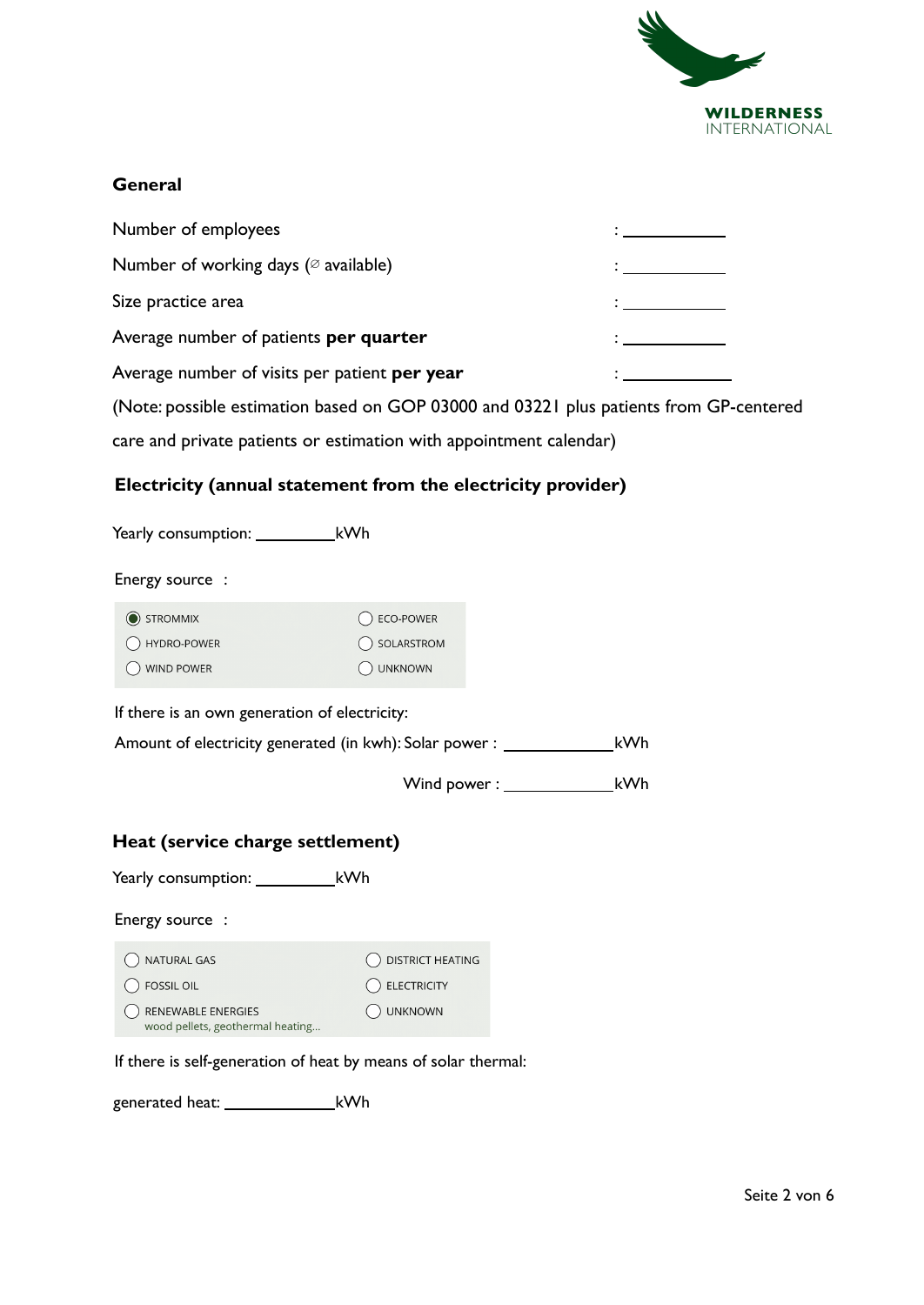**WILDERNESS** INTERNATIONAL

## General

Number of employees : ____________

Number of working days (∅ available) : ____________

Size practice area : ____________

Average number of patients **per quarter** : ____________

Average number of visits per patient **per year** : ____________

(Note: possible estimation based on GOP 03000 and 03221 plus patients from GP-centered care and private patients or estimation with appointment calendar)

## Electricity (annual statement from the electricity provider)

Yearly consumption: __________kWh

Energy source :

- (●) STROMMIX
- ( ) ECO-POWER
- ( ) HYDRO-POWER
- ( ) SOLARSTROM
- ( ) WIND POWER
- ( ) UNKNOWN

If there is an own generation of electricity:

Amount of electricity generated (in kwh): Solar power : ______________kWh

Wind power : ______________kWh

## Heat (service charge settlement)

Yearly consumption: __________kWh

Energy source :

- ( ) NATURAL GAS
- ( ) DISTRICT HEATING
- ( ) FOSSIL OIL
- ( ) ELECTRICITY
- ( ) RENEWABLE ENERGIES  
  wood pellets, geothermal heating...
- ( ) UNKNOWN

If there is self-generation of heat by means of solar thermal:

generated heat: ______________kWh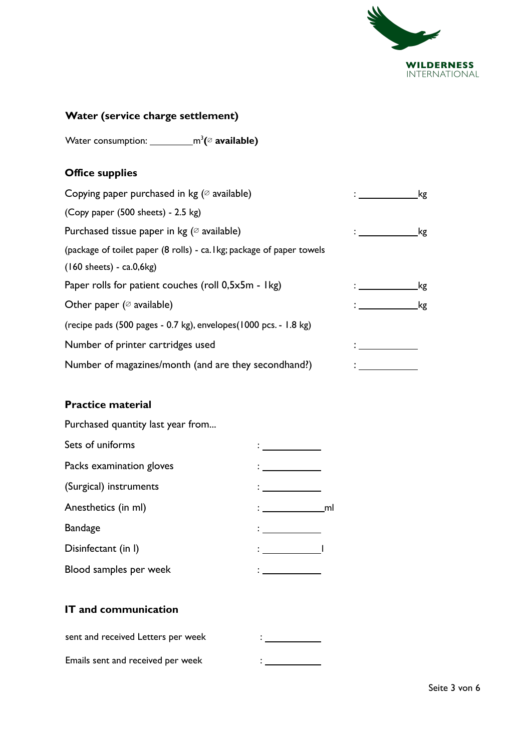## Water (service charge settlement)

Water consumption: _________ $m^3$ **(⌀ available)**

## Office supplies

| | |
|---|---|
| Copying paper purchased in kg (⌀ available) | : ____________ kg |
| (Copy paper (500 sheets) - 2.5 kg) | |
| Purchased tissue paper in kg (⌀ available) | : ____________ kg |
| (package of toilet paper (8 rolls) - ca.1kg; package of paper towels (160 sheets) - ca.0,6kg) | |
| Paper rolls for patient couches (roll 0,5x5m - 1kg) | : ____________ kg |
| Other paper (⌀ available) | : ____________ kg |
| (recipe pads (500 pages - 0.7 kg), envelopes(1000 pcs. - 1.8 kg) | |
| Number of printer cartridges used | : ____________ |
| Number of magazines/month (and are they secondhand?) | : ____________ |

## Practice material

Purchased quantity last year from...

| | |
|---|---|
| Sets of uniforms | : ____________ |
| Packs examination gloves | : ____________ |
| (Surgical) instruments | : ____________ |
| Anesthetics (in ml) | : ____________ ml |
| Bandage | : ____________ |
| Disinfectant (in l) | : ____________ l |
| Blood samples per week | : ____________ |

## IT and communication

| | |
|---|---|
| sent and received Letters per week | : ____________ |
| Emails sent and received per week | : ____________ |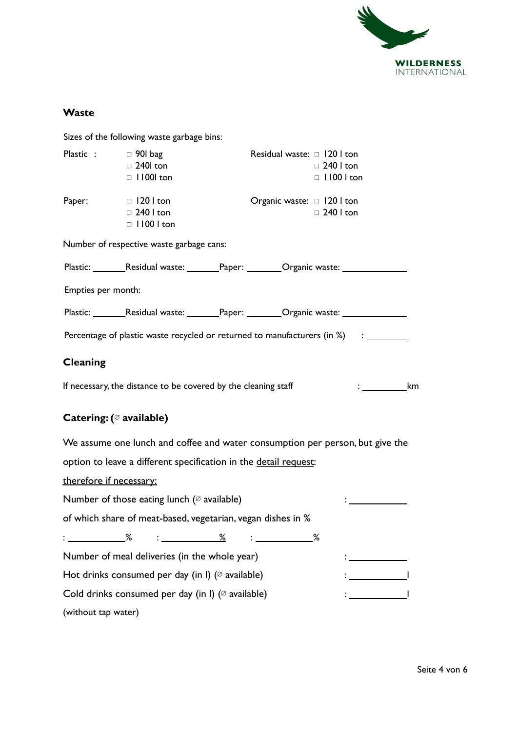## Waste

Sizes of the following waste garbage bins:

Plastic :
- □ 90l bag
- □ 240l ton
- □ 1100l ton

Residual waste:
- □ 120 l ton
- □ 240 l ton
- □ 1100 l ton

Paper:
- □ 120 l ton
- □ 240 l ton
- □ 1100 l ton

Organic waste:
- □ 120 l ton
- □ 240 l ton

Number of respective waste garbage cans:

Plastic: ______ Residual waste: ______ Paper: ______ Organic waste: ____________

Empties per month:

Plastic: ______ Residual waste: ______ Paper: ______ Organic waste: ____________

Percentage of plastic waste recycled or returned to manufacturers (in %) : ________

## Cleaning

If necessary, the distance to be covered by the cleaning staff : _________ km

## Catering: (∅ available)

We assume one lunch and coffee and water consumption per person, but give the option to leave a different specification in the <u>detail request</u>:

<u>therefore if necessary:</u>

Number of those eating lunch (∅ available) : __________

of which share of meat-based, vegetarian, vegan dishes in %

: __________% : __________% : __________%

Number of meal deliveries (in the whole year) : __________

Hot drinks consumed per day (in l) (∅ available) : __________l

Cold drinks consumed per day (in l) (∅ available) : __________l

(without tap water)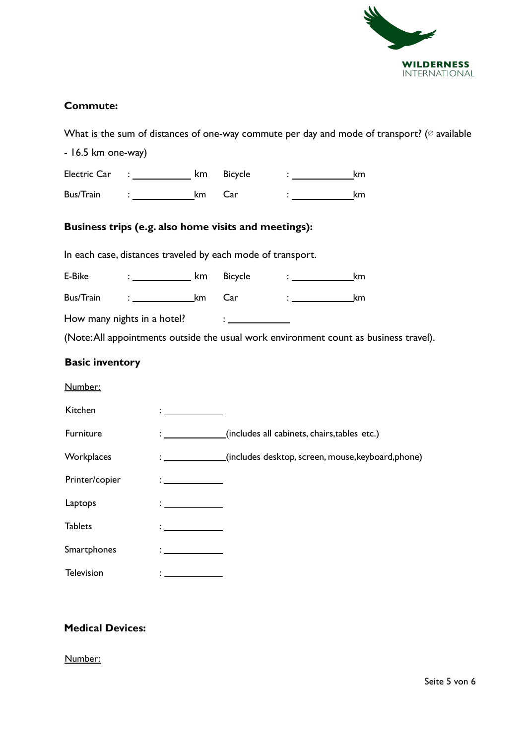### Commute:

What is the sum of distances of one-way commute per day and mode of transport? (∅ available - 16.5 km one-way)

Electric Car : ____________ km    Bicycle : ____________km

Bus/Train : ____________km    Car : ____________km

### Business trips (e.g. also home visits and meetings):

In each case, distances traveled by each mode of transport.

E-Bike : ____________ km    Bicycle : ____________km

Bus/Train : ____________km    Car : ____________km

How many nights in a hotel? : ____________

(Note: All appointments outside the usual work environment count as business travel).

### Basic inventory

Number:

Kitchen : ____________

Furniture : ____________(includes all cabinets, chairs,tables etc.)

Workplaces : ____________(includes desktop, screen, mouse,keyboard,phone)

Printer/copier : ____________

Laptops : ____________

Tablets : ____________

Smartphones : ____________

Television : ____________

### Medical Devices:

Number: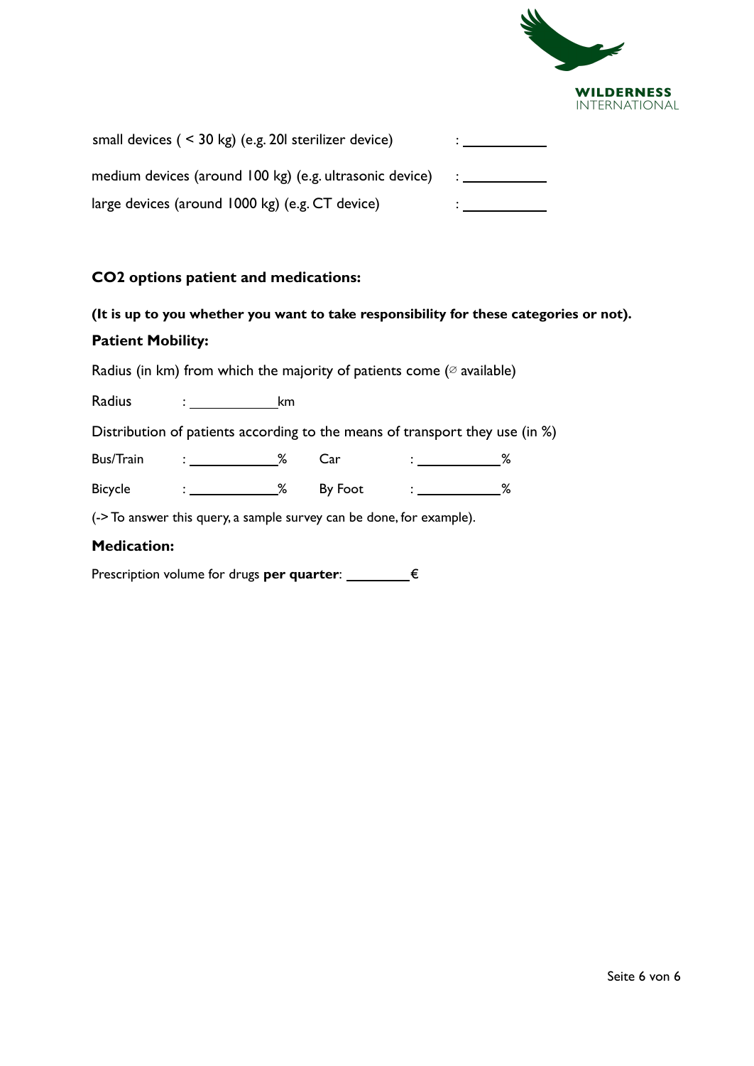small devices ( < 30 kg) (e.g. 20l sterilizer device) : \_\_\_\_\_\_\_\_\_\_

medium devices (around 100 kg) (e.g. ultrasonic device) : \_\_\_\_\_\_\_\_\_\_

large devices (around 1000 kg) (e.g. CT device) : \_\_\_\_\_\_\_\_\_\_

## $CO_2$ options patient and medications:

**(It is up to you whether you want to take responsibility for these categories or not).**

### Patient Mobility:

Radius (in km) from which the majority of patients come (∅ available)

Radius : \_\_\_\_\_\_\_\_\_\_ km

Distribution of patients according to the means of transport they use (in %)

| | | | |
|---|---|---|---|
| Bus/Train | : \_\_\_\_\_\_\_\_\_\_ % | Car | : \_\_\_\_\_\_\_\_\_\_ % |
| Bicycle | : \_\_\_\_\_\_\_\_\_\_ % | By Foot | : \_\_\_\_\_\_\_\_\_\_ % |

(-> To answer this query, a sample survey can be done, for example).

### Medication:

Prescription volume for drugs **per quarter**: \_\_\_\_\_\_\_\_ €